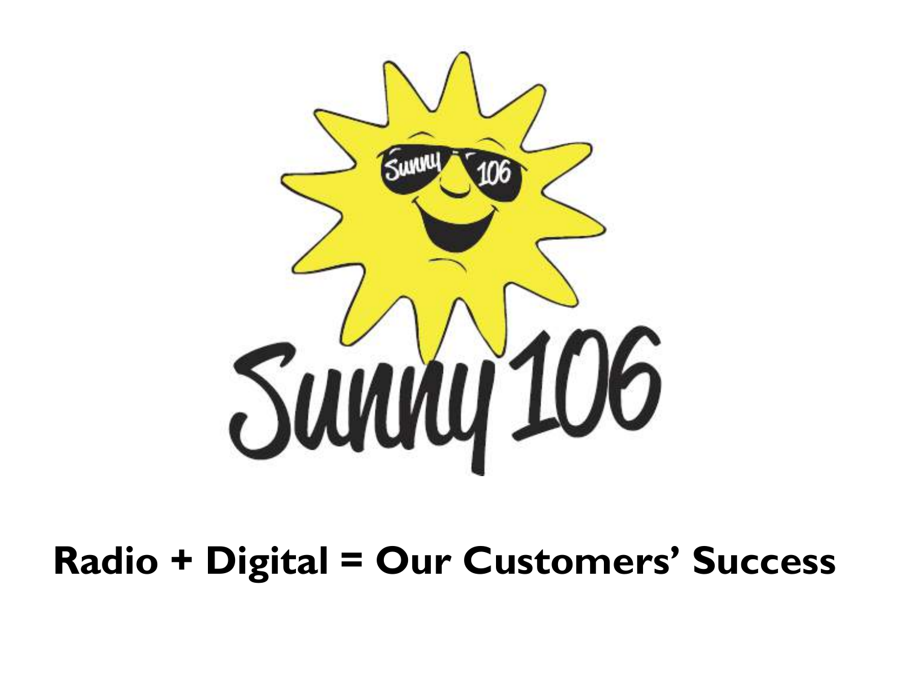Sunny 106

**Radio + Digital = Our Customers' Success**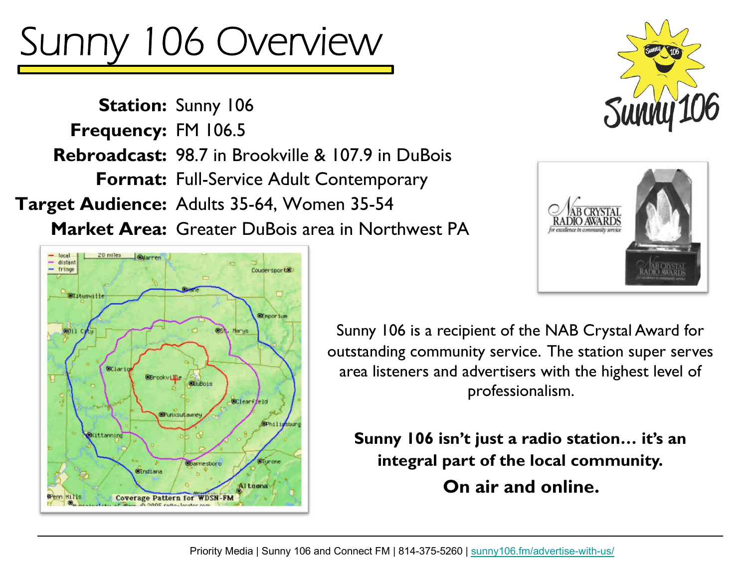# Sunny 106 Overview

**Station:** Sunny 106
**Frequency:** FM 106.5
**Rebroadcast:** 98.7 in Brookville & 107.9 in DuBois
**Format:** Full-Service Adult Contemporary
**Target Audience:** Adults 35-64, Women 35-54
**Market Area:** Greater DuBois area in Northwest PA

Sunny 106 is a recipient of the NAB Crystal Award for outstanding community service. The station super serves area listeners and advertisers with the highest level of professionalism.

**Sunny 106 isn't just a radio station… it's an integral part of the local community.**

**On air and online.**

Priority Media | Sunny 106 and Connect FM | 814-375-5260 | sunny106.fm/advertise-with-us/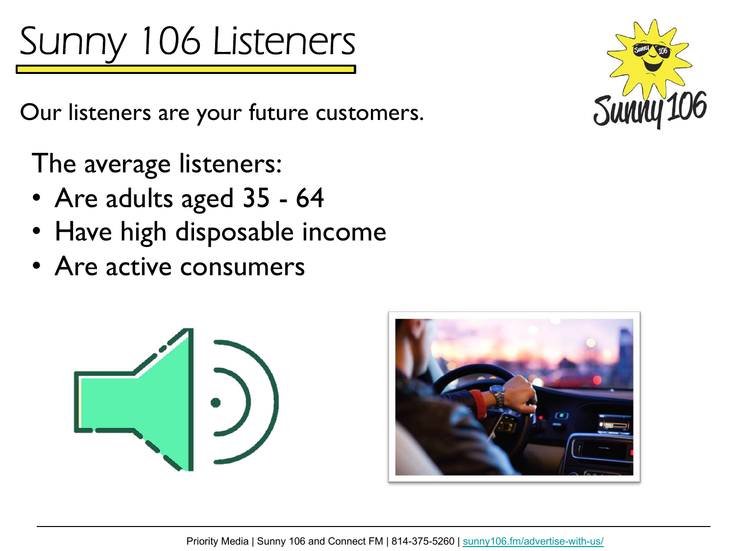# Sunny 106 Listeners

Our listeners are your future customers.

The average listeners:

- Are adults aged 35 - 64
- Have high disposable income
- Are active consumers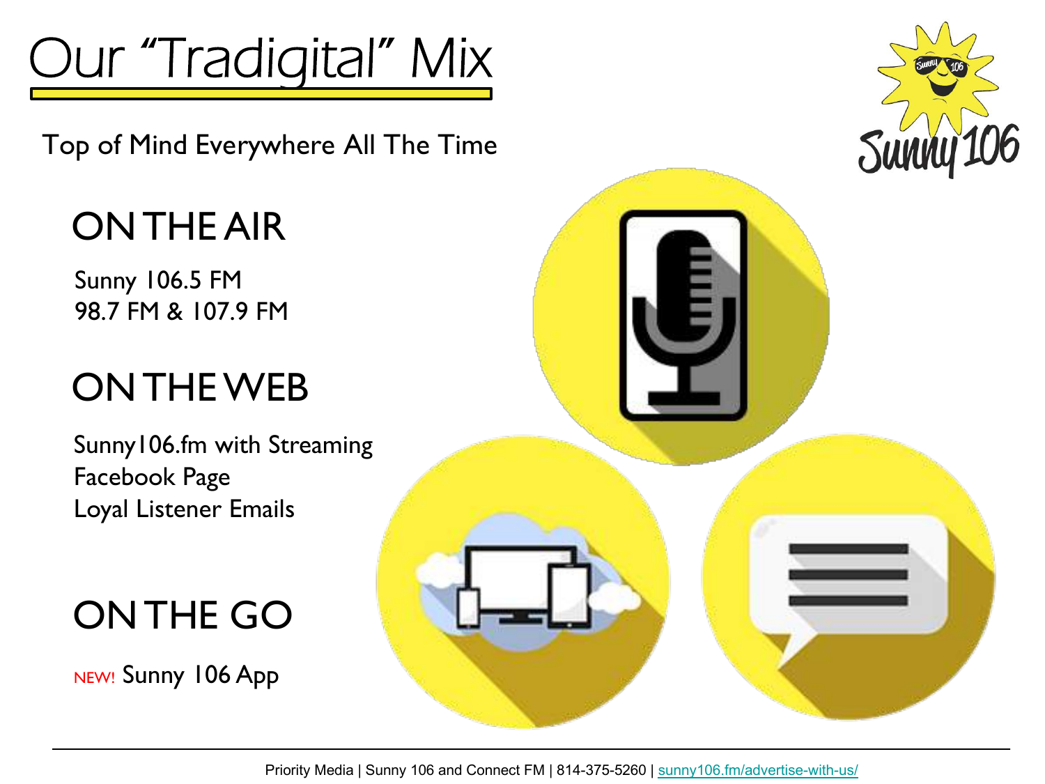# Our "Tradigital" Mix

Top of Mind Everywhere All The Time

## ON THE AIR

Sunny 106.5 FM
98.7 FM & 107.9 FM

## ON THE WEB

Sunny106.fm with Streaming
Facebook Page
Loyal Listener Emails

## ON THE GO

NEW! Sunny 106 App

Priority Media | Sunny 106 and Connect FM | 814-375-5260 | sunny106.fm/advertise-with-us/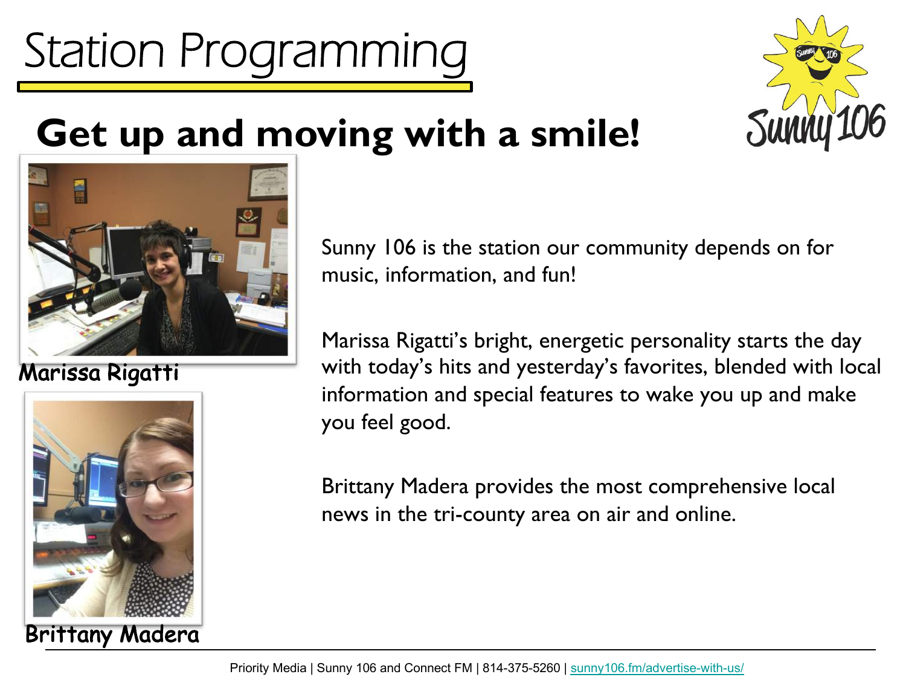# Station Programming

## Get up and moving with a smile!

Marissa Rigatti

Brittany Madera

Sunny 106 is the station our community depends on for music, information, and fun!

Marissa Rigatti's bright, energetic personality starts the day with today's hits and yesterday's favorites, blended with local information and special features to wake you up and make you feel good.

Brittany Madera provides the most comprehensive local news in the tri-county area on air and online.

Priority Media | Sunny 106 and Connect FM | 814-375-5260 | sunny106.fm/advertise-with-us/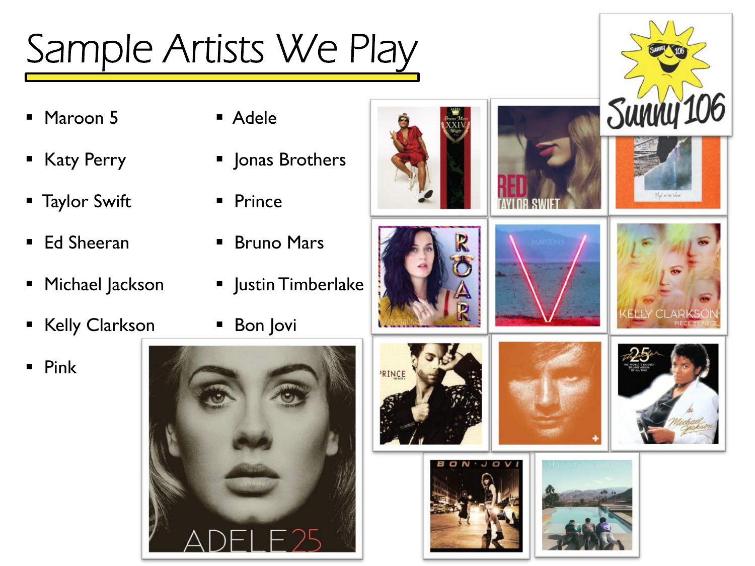# Sample Artists We Play

- Maroon 5
- Katy Perry
- Taylor Swift
- Ed Sheeran
- Michael Jackson
- Kelly Clarkson
- Pink
- Adele
- Jonas Brothers
- Prince
- Bruno Mars
- Justin Timberlake
- Bon Jovi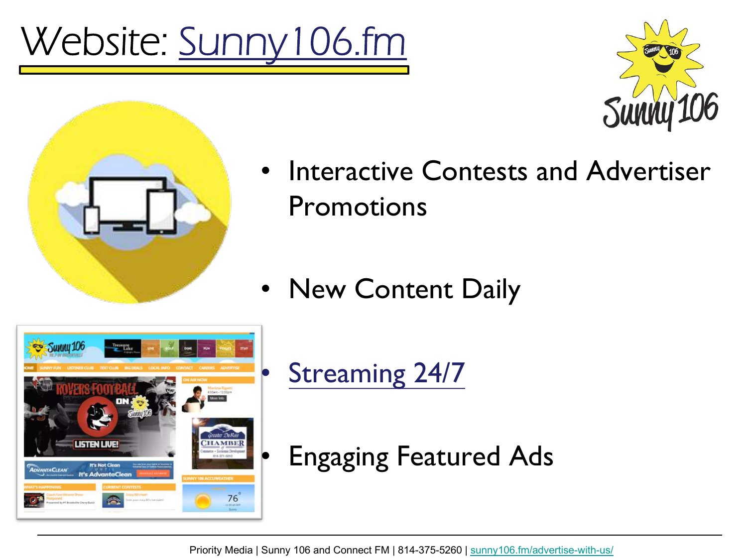# Website: Sunny106.fm

- Interactive Contests and Advertiser Promotions
- New Content Daily
- Streaming 24/7
- Engaging Featured Ads

Priority Media | Sunny 106 and Connect FM | 814-375-5260 | sunny106.fm/advertise-with-us/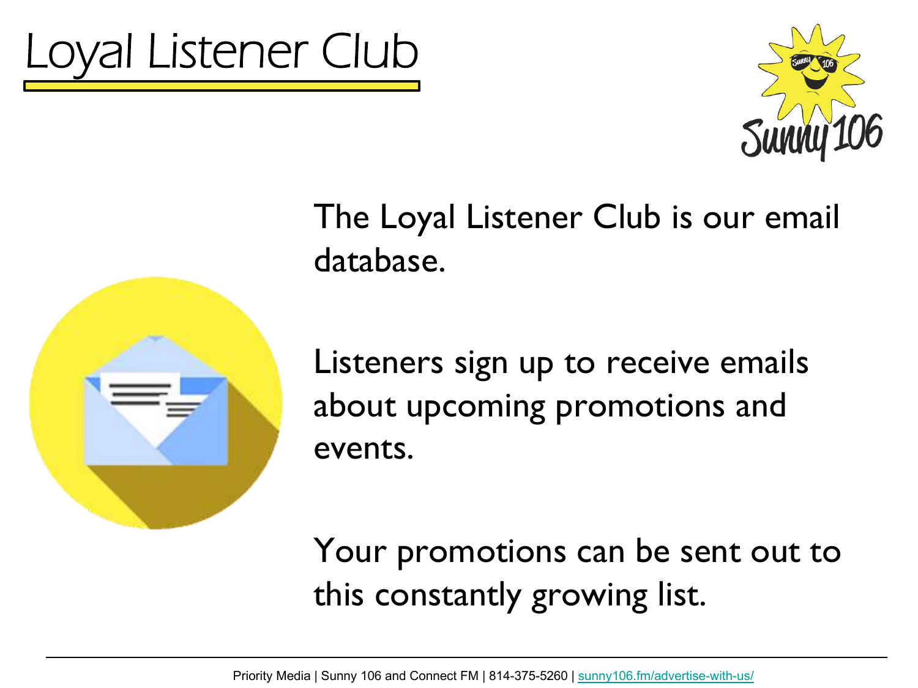# Loyal Listener Club

The Loyal Listener Club is our email database.

Listeners sign up to receive emails about upcoming promotions and events.

Your promotions can be sent out to this constantly growing list.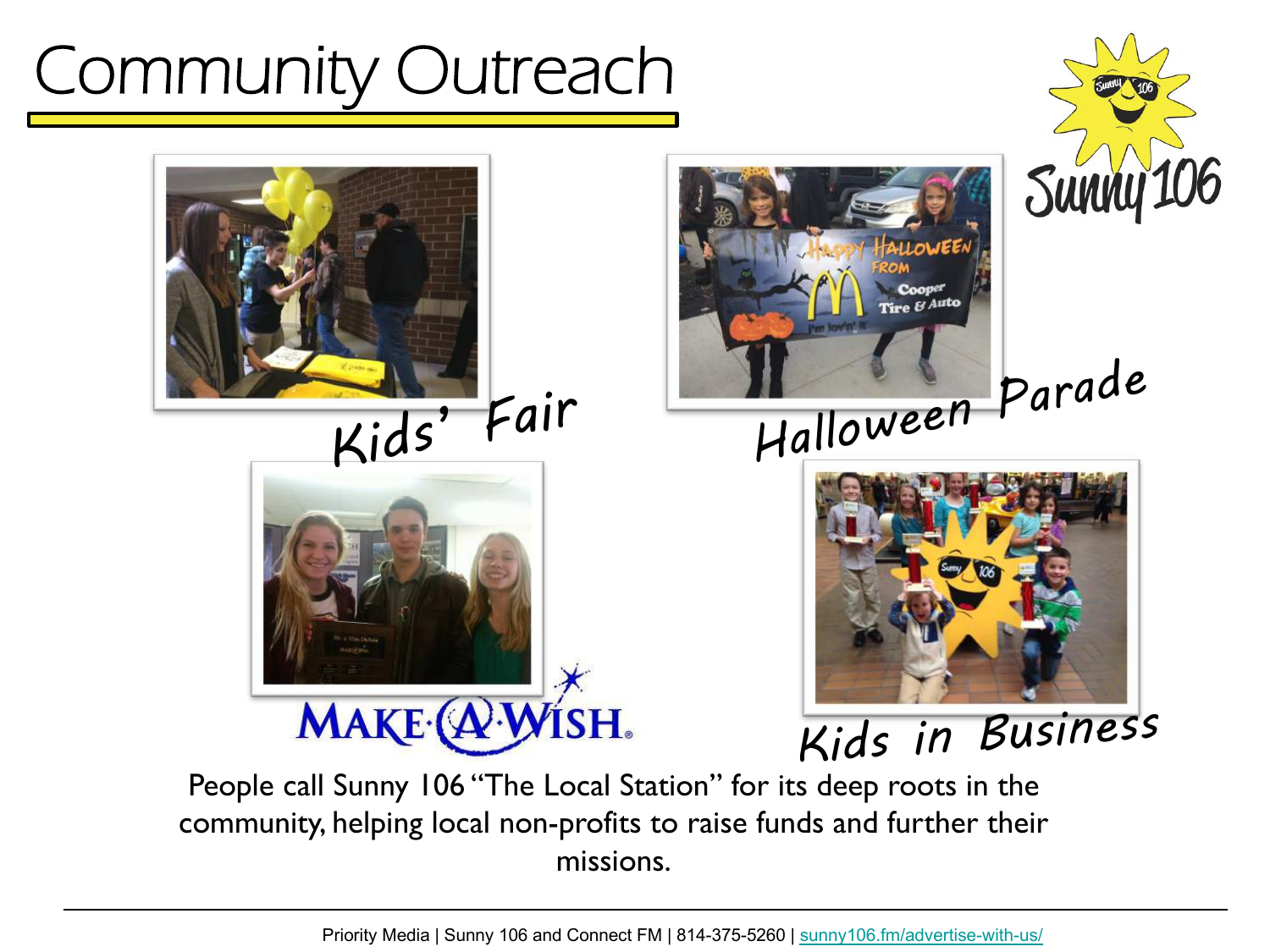# Community Outreach

Kids' Fair

Halloween Parade

MAKE-A-WISH

Kids in Business

People call Sunny 106 "The Local Station" for its deep roots in the community, helping local non-profits to raise funds and further their missions.

Priority Media | Sunny 106 and Connect FM | 814-375-5260 | sunny106.fm/advertise-with-us/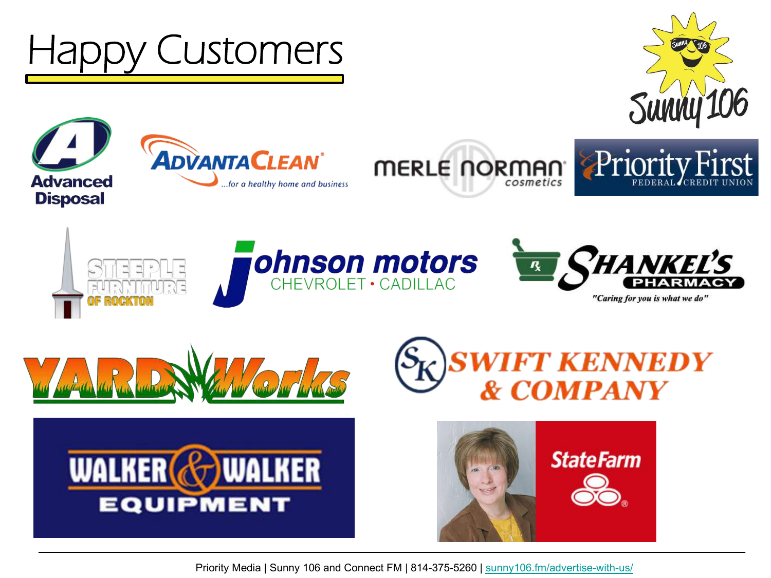# Happy Customers

Sunny 106

Advanced Disposal

AdvantaClean ...for a healthy home and business

Merle Norman cosmetics

Priority First Federal Credit Union

Steeple Furniture of Rockton

Johnson motors Chevrolet • Cadillac

Shankel's Pharmacy "Caring for you is what we do"

Yard Works

SK Swift Kennedy & Company

Walker & Walker Equipment

State Farm

Priority Media | Sunny 106 and Connect FM | 814-375-5260 | sunny106.fm/advertise-with-us/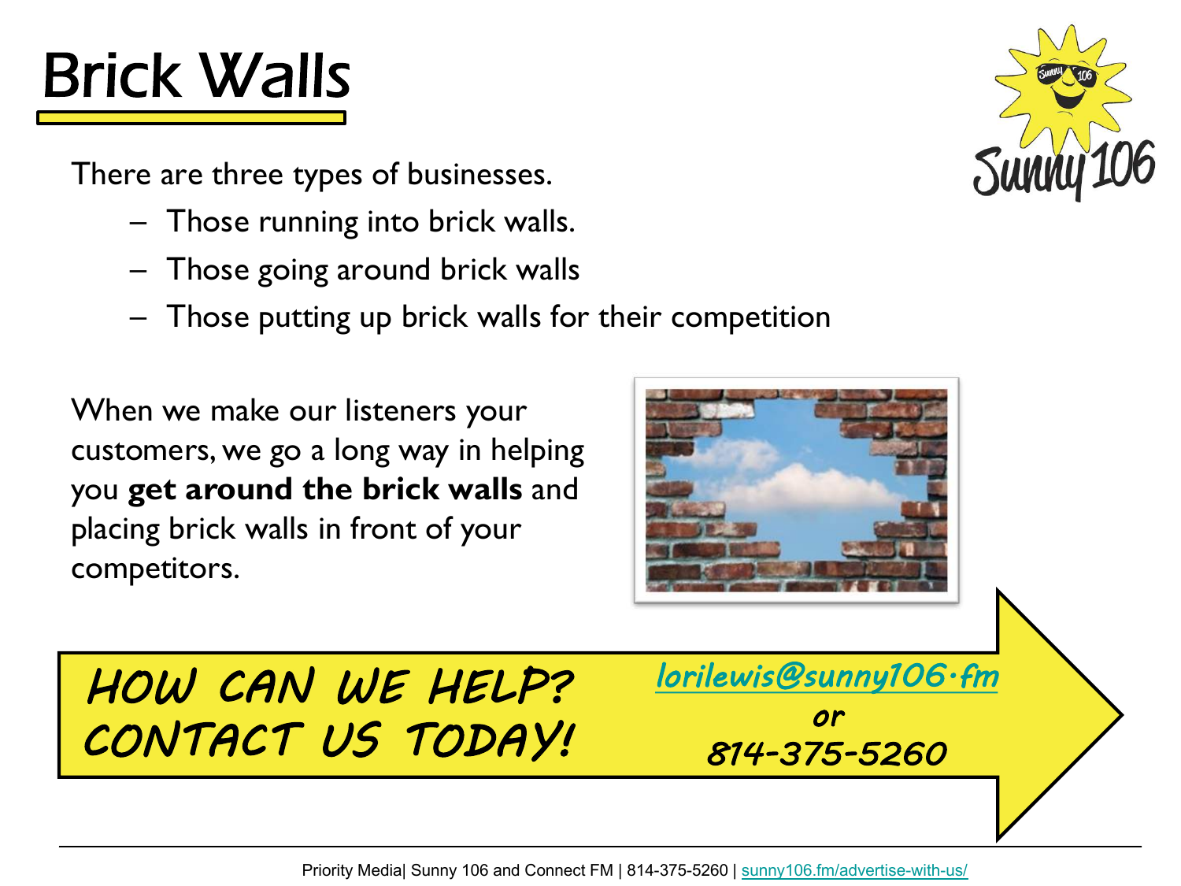# Brick Walls

There are three types of businesses.

- Those running into brick walls.
- Those going around brick walls
- Those putting up brick walls for their competition

When we make our listeners your customers, we go a long way in helping you **get around the brick walls** and placing brick walls in front of your competitors.

**HOW CAN WE HELP? CONTACT US TODAY!**

lorilewis@sunny106.fm

or

814-375-5260

Priority Media| Sunny 106 and Connect FM | 814-375-5260 | sunny106.fm/advertise-with-us/